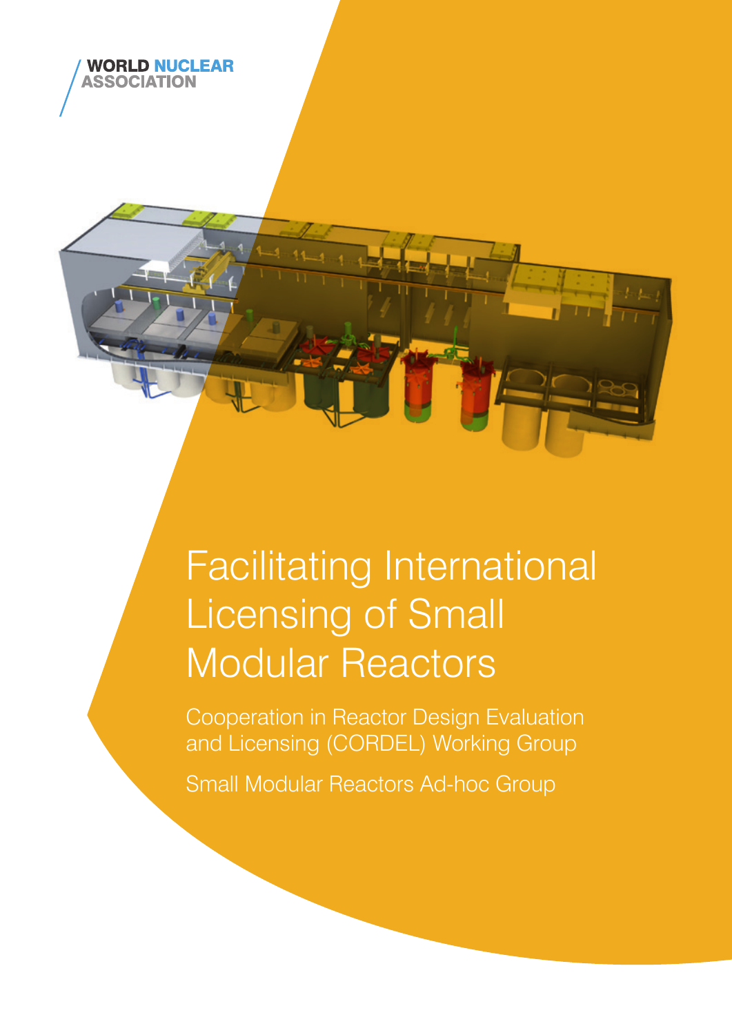WORLD NUCLEAR ASSOCIATION

# Facilitating International Licensing of Small Modular Reactors

Cooperation in Reactor Design Evaluation and Licensing (CORDEL) Working Group

Small Modular Reactors Ad-hoc Group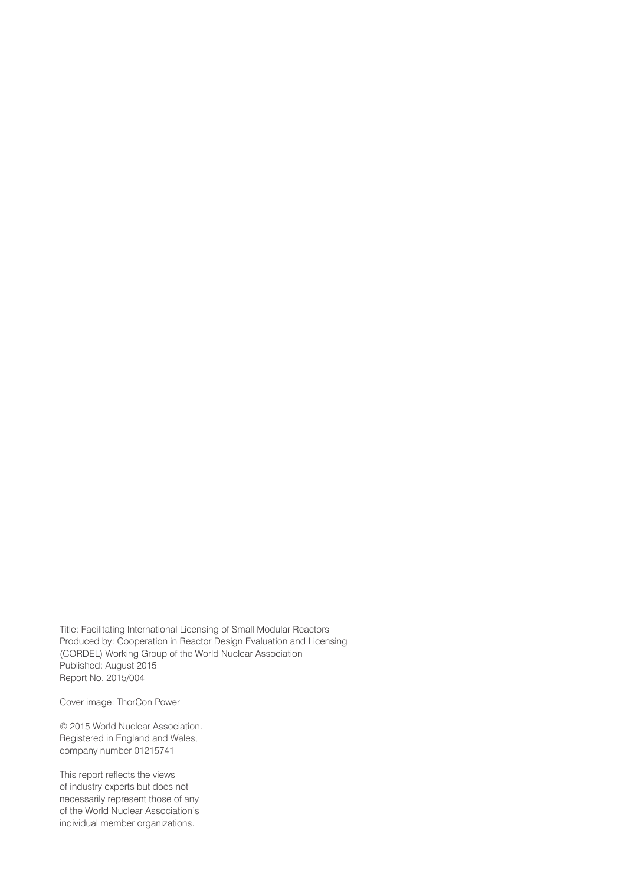Title: Facilitating International Licensing of Small Modular Reactors
Produced by: Cooperation in Reactor Design Evaluation and Licensing (CORDEL) Working Group of the World Nuclear Association
Published: August 2015
Report No. 2015/004

Cover image: ThorCon Power

© 2015 World Nuclear Association.
Registered in England and Wales,
company number 01215741

This report reflects the views of industry experts but does not necessarily represent those of any of the World Nuclear Association's individual member organizations.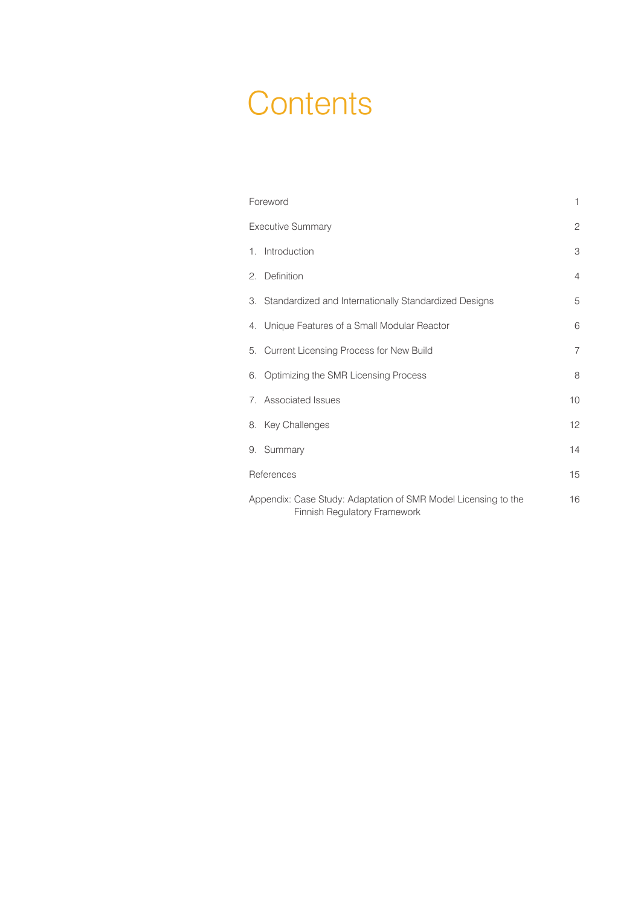# Contents

| | |
|---|---|
| Foreword | 1 |
| Executive Summary | 2 |
| 1. Introduction | 3 |
| 2. Definition | 4 |
| 3. Standardized and Internationally Standardized Designs | 5 |
| 4. Unique Features of a Small Modular Reactor | 6 |
| 5. Current Licensing Process for New Build | 7 |
| 6. Optimizing the SMR Licensing Process | 8 |
| 7. Associated Issues | 10 |
| 8. Key Challenges | 12 |
| 9. Summary | 14 |
| References | 15 |
| Appendix: Case Study: Adaptation of SMR Model Licensing to the Finnish Regulatory Framework | 16 |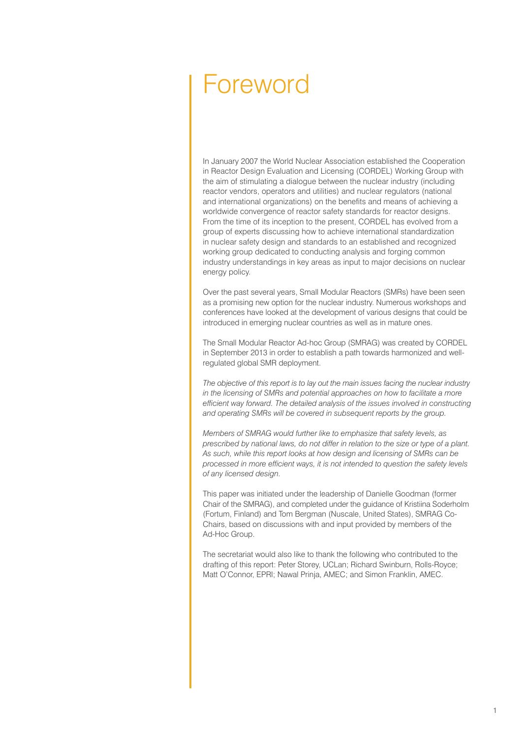# Foreword

In January 2007 the World Nuclear Association established the Cooperation in Reactor Design Evaluation and Licensing (CORDEL) Working Group with the aim of stimulating a dialogue between the nuclear industry (including reactor vendors, operators and utilities) and nuclear regulators (national and international organizations) on the benefits and means of achieving a worldwide convergence of reactor safety standards for reactor designs. From the time of its inception to the present, CORDEL has evolved from a group of experts discussing how to achieve international standardization in nuclear safety design and standards to an established and recognized working group dedicated to conducting analysis and forging common industry understandings in key areas as input to major decisions on nuclear energy policy.

Over the past several years, Small Modular Reactors (SMRs) have been seen as a promising new option for the nuclear industry. Numerous workshops and conferences have looked at the development of various designs that could be introduced in emerging nuclear countries as well as in mature ones.

The Small Modular Reactor Ad-hoc Group (SMRAG) was created by CORDEL in September 2013 in order to establish a path towards harmonized and well-regulated global SMR deployment.

*The objective of this report is to lay out the main issues facing the nuclear industry in the licensing of SMRs and potential approaches on how to facilitate a more efficient way forward. The detailed analysis of the issues involved in constructing and operating SMRs will be covered in subsequent reports by the group.*

*Members of SMRAG would further like to emphasize that safety levels, as prescribed by national laws, do not differ in relation to the size or type of a plant. As such, while this report looks at how design and licensing of SMRs can be processed in more efficient ways, it is not intended to question the safety levels of any licensed design.*

This paper was initiated under the leadership of Danielle Goodman (former Chair of the SMRAG), and completed under the guidance of Kristiina Soderholm (Fortum, Finland) and Tom Bergman (Nuscale, United States), SMRAG Co-Chairs, based on discussions with and input provided by members of the Ad-Hoc Group.

The secretariat would also like to thank the following who contributed to the drafting of this report: Peter Storey, UCLan; Richard Swinburn, Rolls-Royce; Matt O'Connor, EPRI; Nawal Prinja, AMEC; and Simon Franklin, AMEC.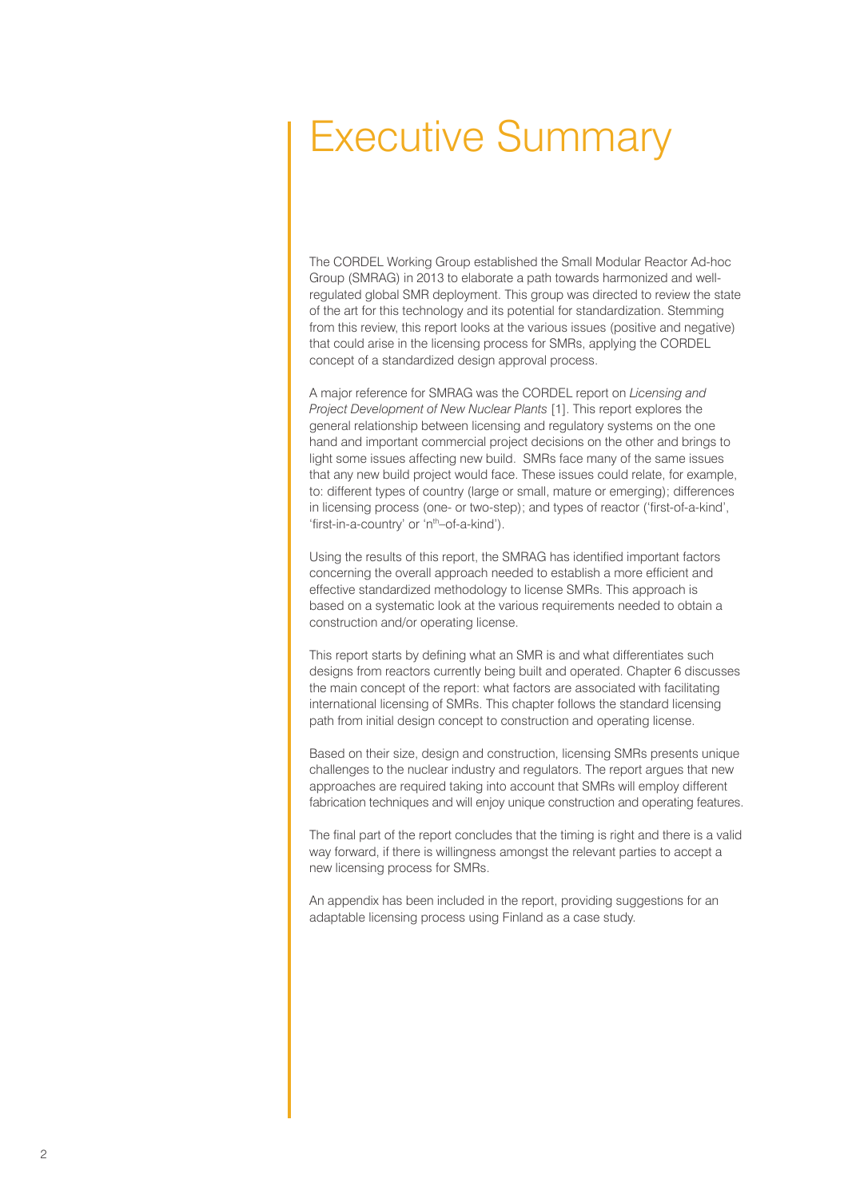# Executive Summary

The CORDEL Working Group established the Small Modular Reactor Ad-hoc Group (SMRAG) in 2013 to elaborate a path towards harmonized and well-regulated global SMR deployment. This group was directed to review the state of the art for this technology and its potential for standardization. Stemming from this review, this report looks at the various issues (positive and negative) that could arise in the licensing process for SMRs, applying the CORDEL concept of a standardized design approval process.

A major reference for SMRAG was the CORDEL report on *Licensing and Project Development of New Nuclear Plants* [1]. This report explores the general relationship between licensing and regulatory systems on the one hand and important commercial project decisions on the other and brings to light some issues affecting new build. SMRs face many of the same issues that any new build project would face. These issues could relate, for example, to: different types of country (large or small, mature or emerging); differences in licensing process (one- or two-step); and types of reactor ('first-of-a-kind', 'first-in-a-country' or 'n$^{th}$–of-a-kind').

Using the results of this report, the SMRAG has identified important factors concerning the overall approach needed to establish a more efficient and effective standardized methodology to license SMRs. This approach is based on a systematic look at the various requirements needed to obtain a construction and/or operating license.

This report starts by defining what an SMR is and what differentiates such designs from reactors currently being built and operated. Chapter 6 discusses the main concept of the report: what factors are associated with facilitating international licensing of SMRs. This chapter follows the standard licensing path from initial design concept to construction and operating license.

Based on their size, design and construction, licensing SMRs presents unique challenges to the nuclear industry and regulators. The report argues that new approaches are required taking into account that SMRs will employ different fabrication techniques and will enjoy unique construction and operating features.

The final part of the report concludes that the timing is right and there is a valid way forward, if there is willingness amongst the relevant parties to accept a new licensing process for SMRs.

An appendix has been included in the report, providing suggestions for an adaptable licensing process using Finland as a case study.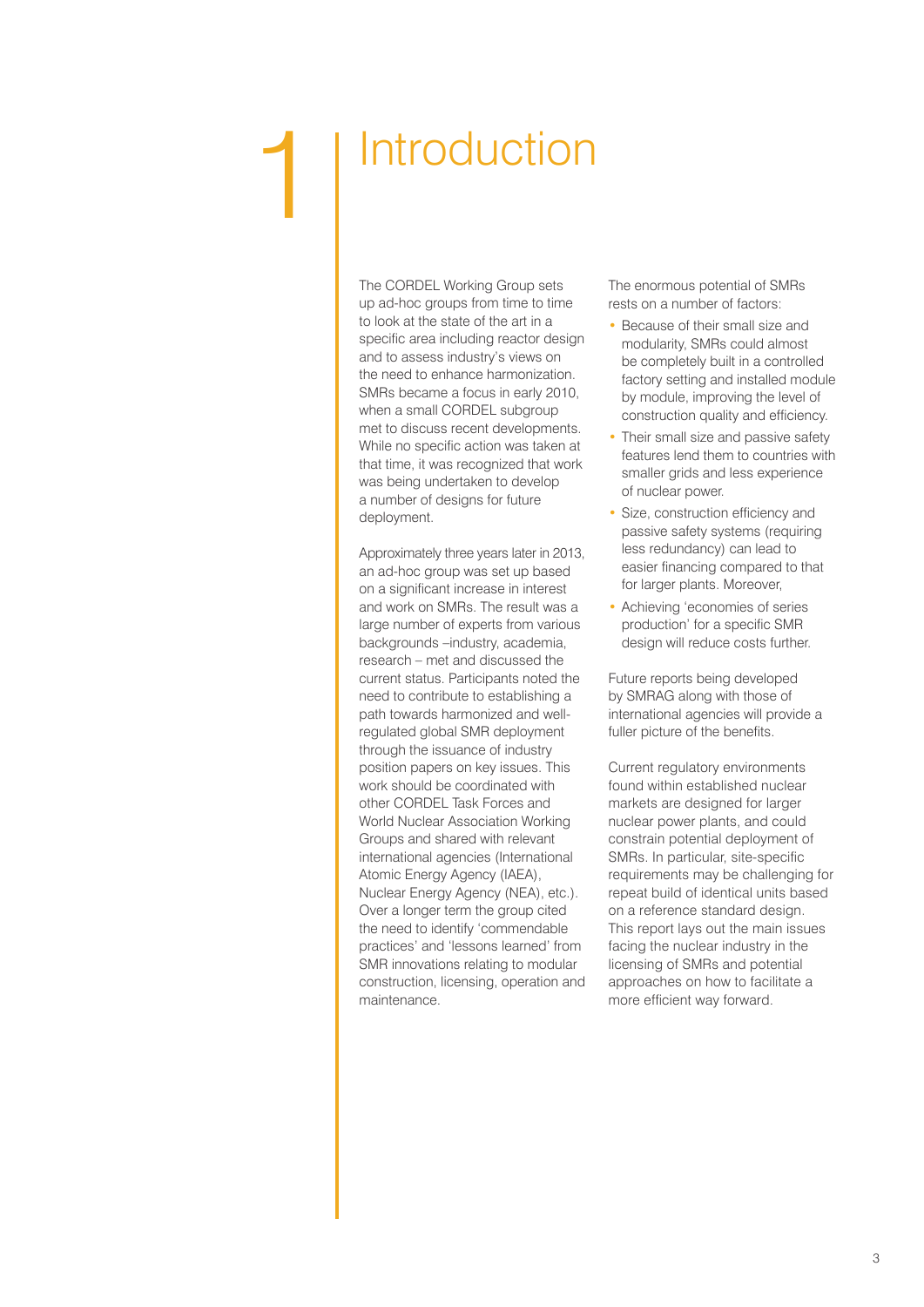# 1 Introduction

The CORDEL Working Group sets up ad-hoc groups from time to time to look at the state of the art in a specific area including reactor design and to assess industry's views on the need to enhance harmonization. SMRs became a focus in early 2010, when a small CORDEL subgroup met to discuss recent developments. While no specific action was taken at that time, it was recognized that work was being undertaken to develop a number of designs for future deployment.

Approximately three years later in 2013, an ad-hoc group was set up based on a significant increase in interest and work on SMRs. The result was a large number of experts from various backgrounds –industry, academia, research – met and discussed the current status. Participants noted the need to contribute to establishing a path towards harmonized and well-regulated global SMR deployment through the issuance of industry position papers on key issues. This work should be coordinated with other CORDEL Task Forces and World Nuclear Association Working Groups and shared with relevant international agencies (International Atomic Energy Agency (IAEA), Nuclear Energy Agency (NEA), etc.). Over a longer term the group cited the need to identify 'commendable practices' and 'lessons learned' from SMR innovations relating to modular construction, licensing, operation and maintenance.

The enormous potential of SMRs rests on a number of factors:

- Because of their small size and modularity, SMRs could almost be completely built in a controlled factory setting and installed module by module, improving the level of construction quality and efficiency.
- Their small size and passive safety features lend them to countries with smaller grids and less experience of nuclear power.
- Size, construction efficiency and passive safety systems (requiring less redundancy) can lead to easier financing compared to that for larger plants. Moreover,
- Achieving 'economies of series production' for a specific SMR design will reduce costs further.

Future reports being developed by SMRAG along with those of international agencies will provide a fuller picture of the benefits.

Current regulatory environments found within established nuclear markets are designed for larger nuclear power plants, and could constrain potential deployment of SMRs. In particular, site-specific requirements may be challenging for repeat build of identical units based on a reference standard design. This report lays out the main issues facing the nuclear industry in the licensing of SMRs and potential approaches on how to facilitate a more efficient way forward.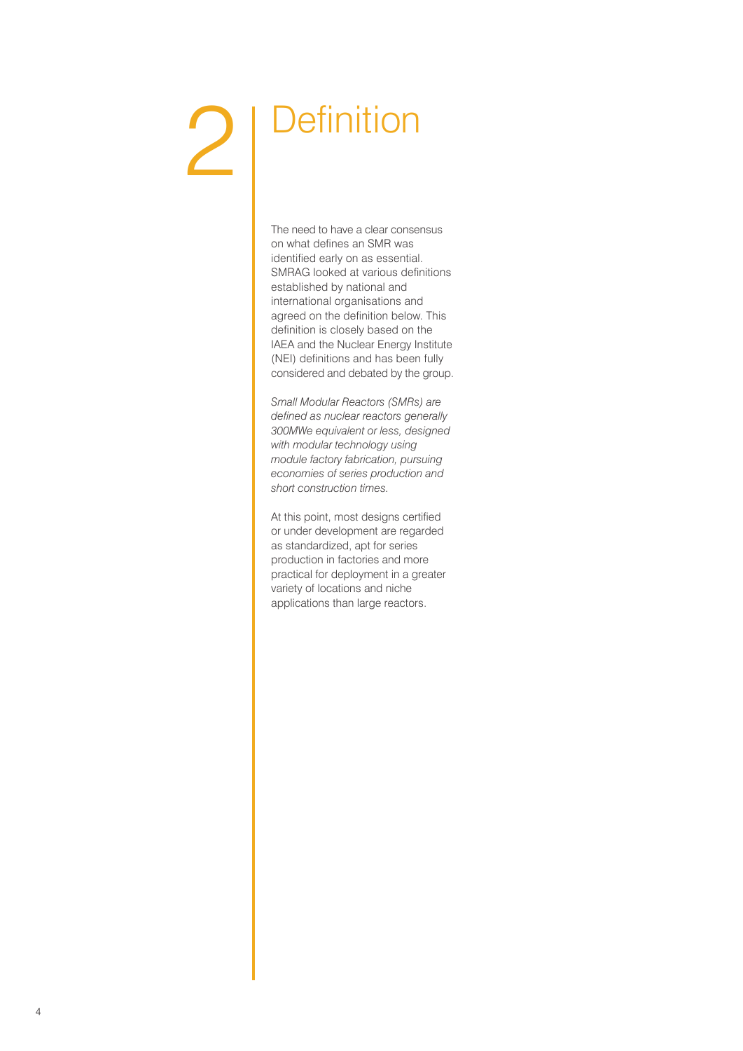# 2 Definition

The need to have a clear consensus on what defines an SMR was identified early on as essential. SMRAG looked at various definitions established by national and international organisations and agreed on the definition below. This definition is closely based on the IAEA and the Nuclear Energy Institute (NEI) definitions and has been fully considered and debated by the group.

*Small Modular Reactors (SMRs) are defined as nuclear reactors generally 300MWe equivalent or less, designed with modular technology using module factory fabrication, pursuing economies of series production and short construction times.*

At this point, most designs certified or under development are regarded as standardized, apt for series production in factories and more practical for deployment in a greater variety of locations and niche applications than large reactors.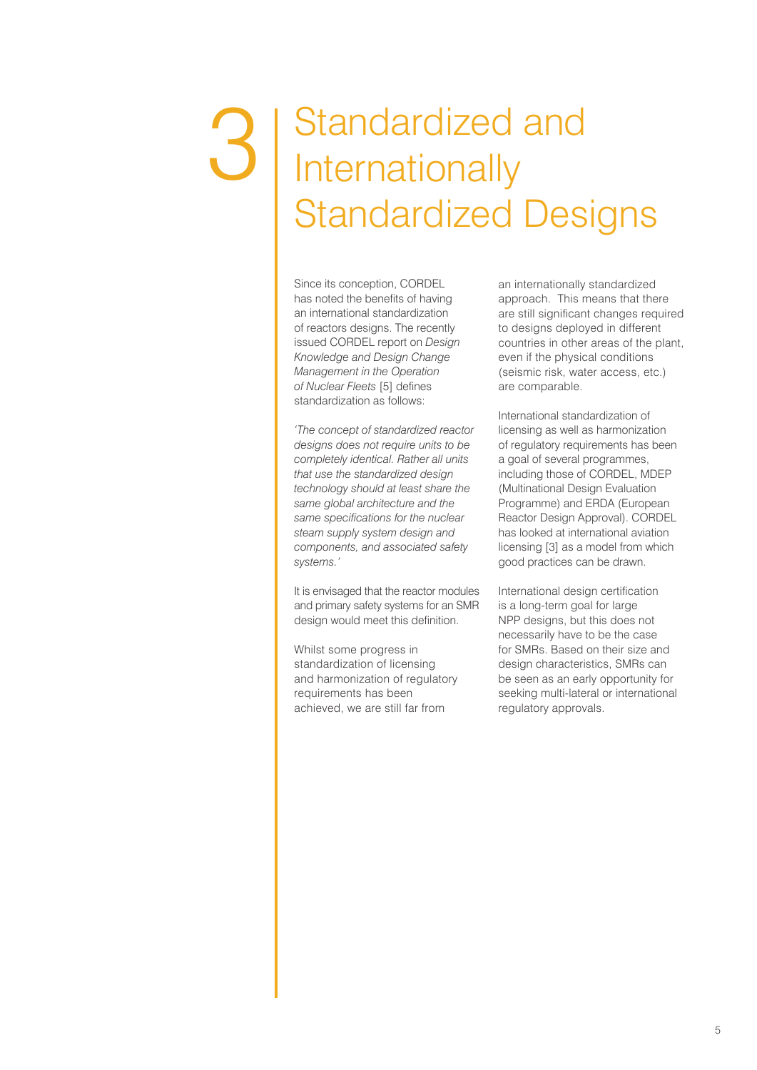# 3 Standardized and Internationally Standardized Designs

Since its conception, CORDEL has noted the benefits of having an international standardization of reactors designs. The recently issued CORDEL report on *Design Knowledge and Design Change Management in the Operation of Nuclear Fleets* [5] defines standardization as follows:

*'The concept of standardized reactor designs does not require units to be completely identical. Rather all units that use the standardized design technology should at least share the same global architecture and the same specifications for the nuclear steam supply system design and components, and associated safety systems.'*

It is envisaged that the reactor modules and primary safety systems for an SMR design would meet this definition.

Whilst some progress in standardization of licensing and harmonization of regulatory requirements has been achieved, we are still far from an internationally standardized approach. This means that there are still significant changes required to designs deployed in different countries in other areas of the plant, even if the physical conditions (seismic risk, water access, etc.) are comparable.

International standardization of licensing as well as harmonization of regulatory requirements has been a goal of several programmes, including those of CORDEL, MDEP (Multinational Design Evaluation Programme) and ERDA (European Reactor Design Approval). CORDEL has looked at international aviation licensing [3] as a model from which good practices can be drawn.

International design certification is a long-term goal for large NPP designs, but this does not necessarily have to be the case for SMRs. Based on their size and design characteristics, SMRs can be seen as an early opportunity for seeking multi-lateral or international regulatory approvals.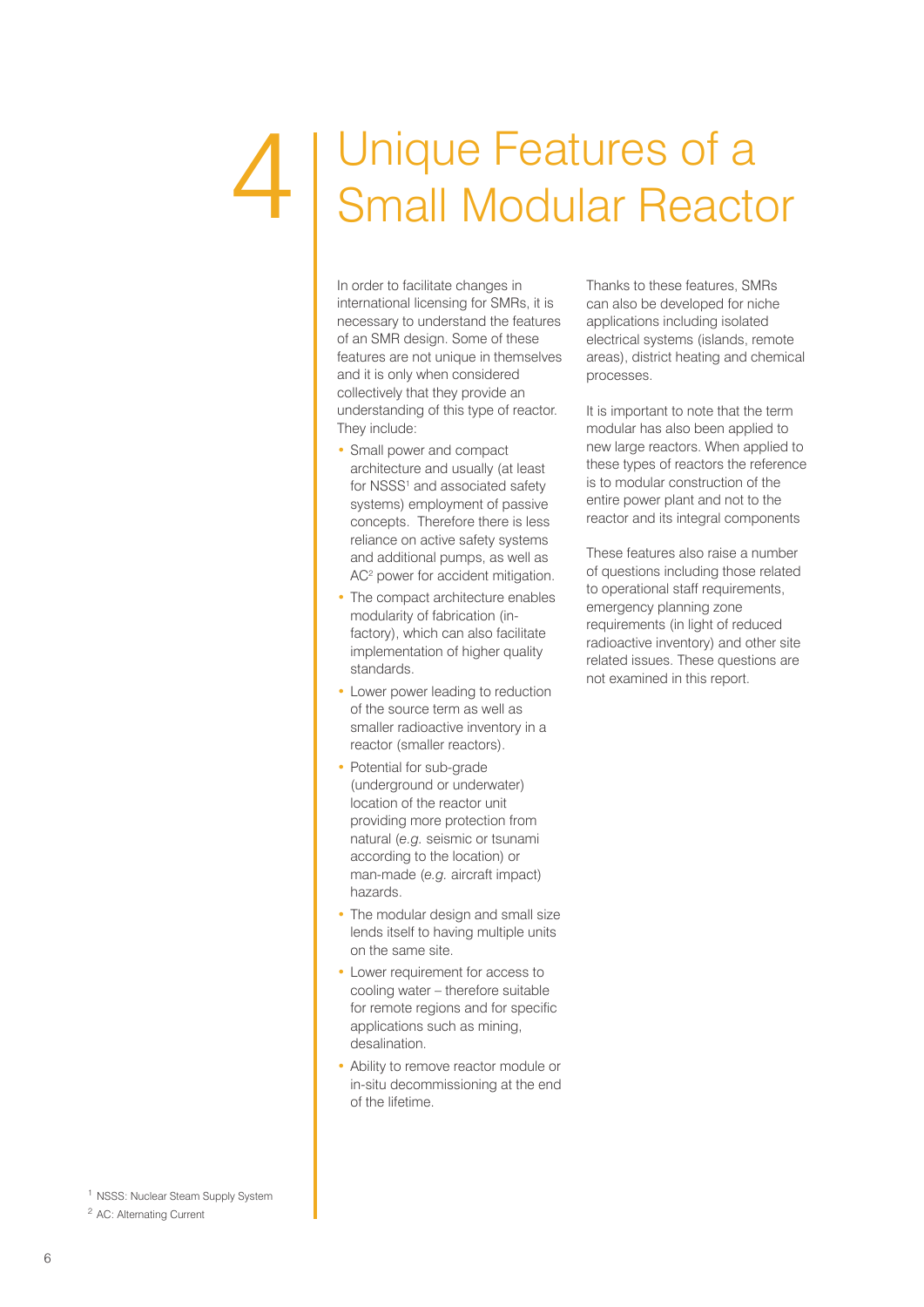# 4 Unique Features of a Small Modular Reactor

In order to facilitate changes in international licensing for SMRs, it is necessary to understand the features of an SMR design. Some of these features are not unique in themselves and it is only when considered collectively that they provide an understanding of this type of reactor. They include:

- Small power and compact architecture and usually (at least for NSSS[1] and associated safety systems) employment of passive concepts. Therefore there is less reliance on active safety systems and additional pumps, as well as AC[2] power for accident mitigation.
- The compact architecture enables modularity of fabrication (in-factory), which can also facilitate implementation of higher quality standards.
- Lower power leading to reduction of the source term as well as smaller radioactive inventory in a reactor (smaller reactors).
- Potential for sub-grade (underground or underwater) location of the reactor unit providing more protection from natural (*e.g.* seismic or tsunami according to the location) or man-made (*e.g.* aircraft impact) hazards.
- The modular design and small size lends itself to having multiple units on the same site.
- Lower requirement for access to cooling water – therefore suitable for remote regions and for specific applications such as mining, desalination.
- Ability to remove reactor module or in-situ decommissioning at the end of the lifetime.

Thanks to these features, SMRs can also be developed for niche applications including isolated electrical systems (islands, remote areas), district heating and chemical processes.

It is important to note that the term modular has also been applied to new large reactors. When applied to these types of reactors the reference is to modular construction of the entire power plant and not to the reactor and its integral components

These features also raise a number of questions including those related to operational staff requirements, emergency planning zone requirements (in light of reduced radioactive inventory) and other site related issues. These questions are not examined in this report.

[1] NSSS: Nuclear Steam Supply System

[2] AC: Alternating Current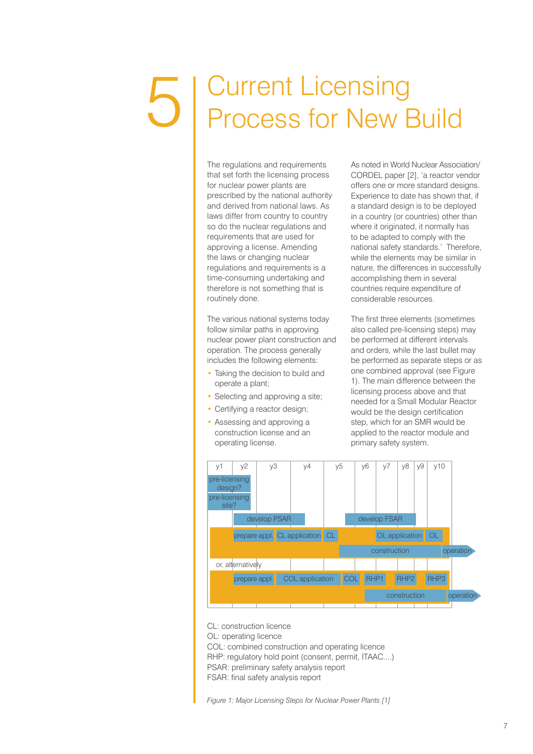# 5 Current Licensing Process for New Build

The regulations and requirements that set forth the licensing process for nuclear power plants are prescribed by the national authority and derived from national laws. As laws differ from country to country so do the nuclear regulations and requirements that are used for approving a license. Amending the laws or changing nuclear regulations and requirements is a time-consuming undertaking and therefore is not something that is routinely done.

The various national systems today follow similar paths in approving nuclear power plant construction and operation. The process generally includes the following elements:

- Taking the decision to build and operate a plant;
- Selecting and approving a site;
- Certifying a reactor design;
- Assessing and approving a construction license and an operating license.

As noted in World Nuclear Association/CORDEL paper [2], 'a reactor vendor offers one or more standard designs. Experience to date has shown that, if a standard design is to be deployed in a country (or countries) other than where it originated, it normally has to be adapted to comply with the national safety standards.' Therefore, while the elements may be similar in nature, the differences in successfully accomplishing them in several countries require expenditure of considerable resources.

The first three elements (sometimes also called pre-licensing steps) may be performed at different intervals and orders, while the last bullet may be performed as separate steps or as one combined approval (see Figure 1). The main difference between the licensing process above and that needed for a Small Modular Reactor would be the design certification step, which for an SMR would be applied to the reactor module and primary safety system.

| y1 | y2 | y3 | y4 | y5 | y6 | y7 | y8 | y9 | y10 |
|---|---|---|---|---|---|---|---|---|---|
| pre-licensing design? | | | | | | | | | |
| pre-licensing site? | | | | | | | | | |
| | develop PSAR | | | | develop FSAR | | | | |
| | prepare appl. | CL application | | CL | | OL application | | | OL |
| | | | | construction | | | | | operation |
| or, alternatively | | | | | | | | | |
| | prepare appl. | COL application | | COL | RHP1 | | RHP2 | | RHP3 |
| | | | | | | construction | | | operation |

CL: construction licence
OL: operating licence
COL: combined construction and operating licence
RHP: regulatory hold point (consent, permit, ITAAC....)
PSAR: preliminary safety analysis report
FSAR: final safety analysis report

*Figure 1: Major Licensing Steps for Nuclear Power Plants [1]*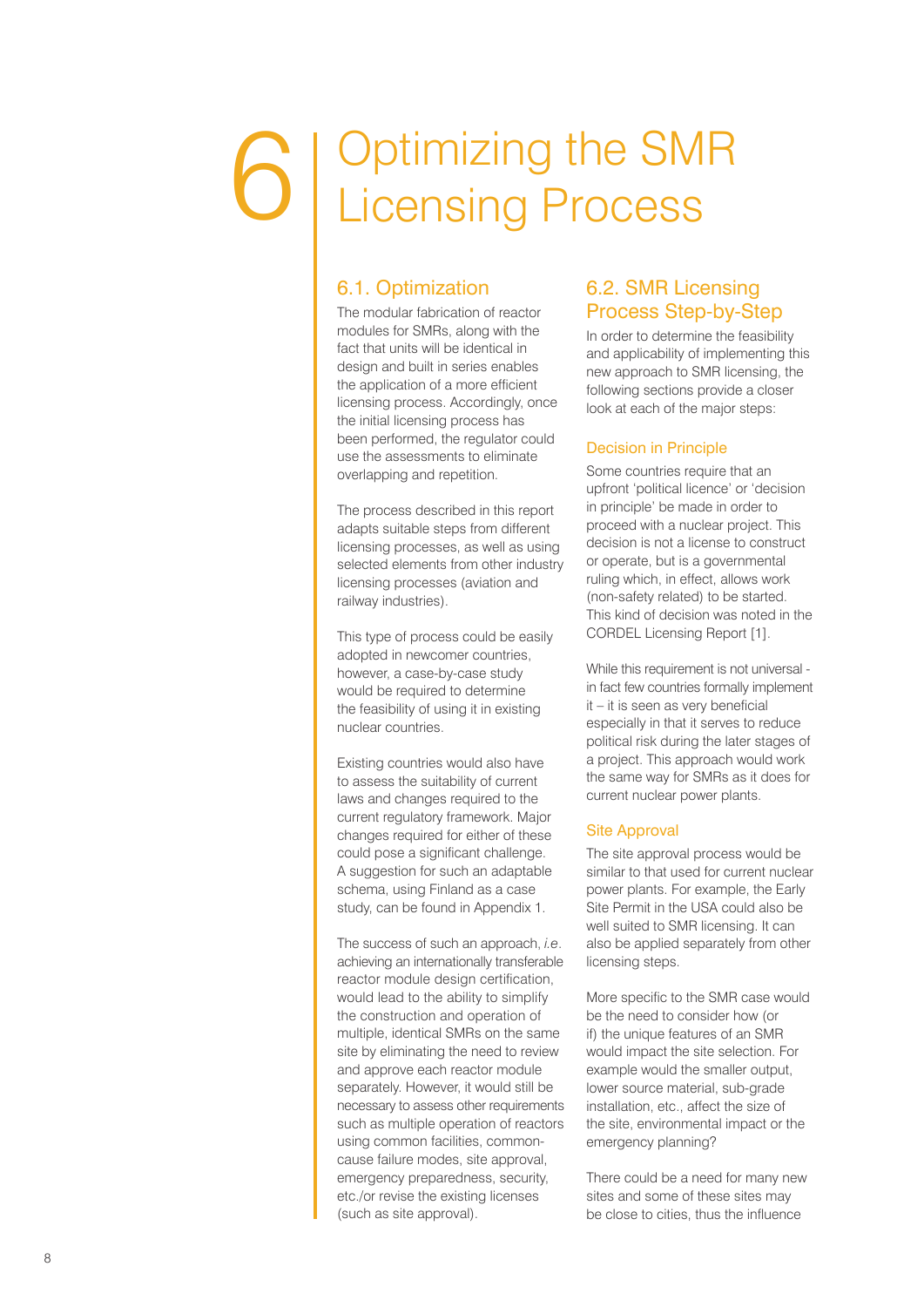# 6 Optimizing the SMR Licensing Process

## 6.1. Optimization

The modular fabrication of reactor modules for SMRs, along with the fact that units will be identical in design and built in series enables the application of a more efficient licensing process. Accordingly, once the initial licensing process has been performed, the regulator could use the assessments to eliminate overlapping and repetition.

The process described in this report adapts suitable steps from different licensing processes, as well as using selected elements from other industry licensing processes (aviation and railway industries).

This type of process could be easily adopted in newcomer countries, however, a case-by-case study would be required to determine the feasibility of using it in existing nuclear countries.

Existing countries would also have to assess the suitability of current laws and changes required to the current regulatory framework. Major changes required for either of these could pose a significant challenge. A suggestion for such an adaptable schema, using Finland as a case study, can be found in Appendix 1.

The success of such an approach, *i.e.* achieving an internationally transferable reactor module design certification, would lead to the ability to simplify the construction and operation of multiple, identical SMRs on the same site by eliminating the need to review and approve each reactor module separately. However, it would still be necessary to assess other requirements such as multiple operation of reactors using common facilities, common-cause failure modes, site approval, emergency preparedness, security, etc./or revise the existing licenses (such as site approval).

## 6.2. SMR Licensing Process Step-by-Step

In order to determine the feasibility and applicability of implementing this new approach to SMR licensing, the following sections provide a closer look at each of the major steps:

### Decision in Principle

Some countries require that an upfront 'political licence' or 'decision in principle' be made in order to proceed with a nuclear project. This decision is not a license to construct or operate, but is a governmental ruling which, in effect, allows work (non-safety related) to be started. This kind of decision was noted in the CORDEL Licensing Report [1].

While this requirement is not universal - in fact few countries formally implement it – it is seen as very beneficial especially in that it serves to reduce political risk during the later stages of a project. This approach would work the same way for SMRs as it does for current nuclear power plants.

### Site Approval

The site approval process would be similar to that used for current nuclear power plants. For example, the Early Site Permit in the USA could also be well suited to SMR licensing. It can also be applied separately from other licensing steps.

More specific to the SMR case would be the need to consider how (or if) the unique features of an SMR would impact the site selection. For example would the smaller output, lower source material, sub-grade installation, etc., affect the size of the site, environmental impact or the emergency planning?

There could be a need for many new sites and some of these sites may be close to cities, thus the influence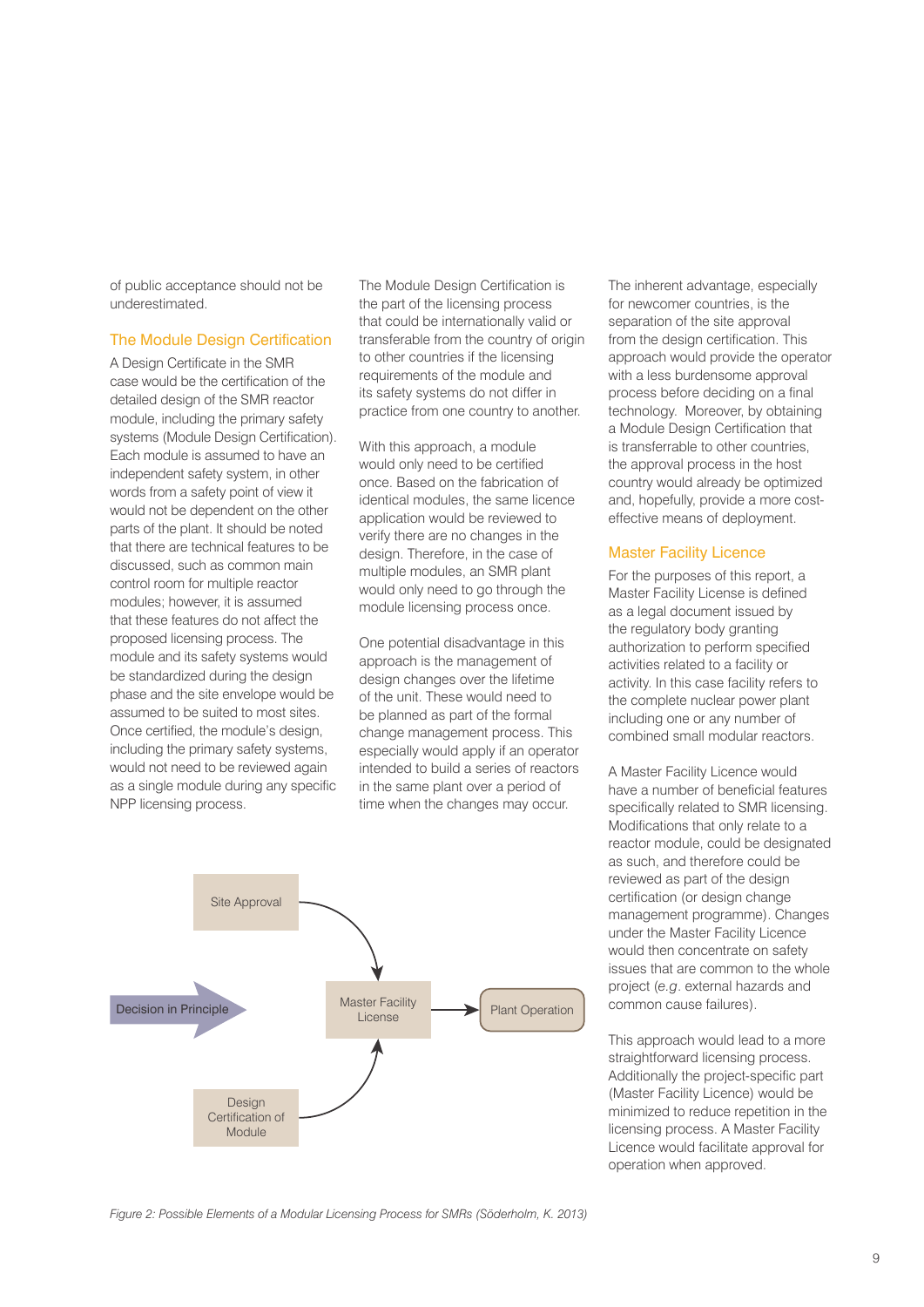of public acceptance should not be underestimated.

## The Module Design Certification

A Design Certificate in the SMR case would be the certification of the detailed design of the SMR reactor module, including the primary safety systems (Module Design Certification). Each module is assumed to have an independent safety system, in other words from a safety point of view it would not be dependent on the other parts of the plant. It should be noted that there are technical features to be discussed, such as common main control room for multiple reactor modules; however, it is assumed that these features do not affect the proposed licensing process. The module and its safety systems would be standardized during the design phase and the site envelope would be assumed to be suited to most sites. Once certified, the module's design, including the primary safety systems, would not need to be reviewed again as a single module during any specific NPP licensing process.

The Module Design Certification is the part of the licensing process that could be internationally valid or transferable from the country of origin to other countries if the licensing requirements of the module and its safety systems do not differ in practice from one country to another.

With this approach, a module would only need to be certified once. Based on the fabrication of identical modules, the same licence application would be reviewed to verify there are no changes in the design. Therefore, in the case of multiple modules, an SMR plant would only need to go through the module licensing process once.

One potential disadvantage in this approach is the management of design changes over the lifetime of the unit. These would need to be planned as part of the formal change management process. This especially would apply if an operator intended to build a series of reactors in the same plant over a period of time when the changes may occur.

The inherent advantage, especially for newcomer countries, is the separation of the site approval from the design certification. This approach would provide the operator with a less burdensome approval process before deciding on a final technology. Moreover, by obtaining a Module Design Certification that is transferrable to other countries, the approval process in the host country would already be optimized and, hopefully, provide a more cost-effective means of deployment.

## Master Facility Licence

For the purposes of this report, a Master Facility License is defined as a legal document issued by the regulatory body granting authorization to perform specified activities related to a facility or activity. In this case facility refers to the complete nuclear power plant including one or any number of combined small modular reactors.

A Master Facility Licence would have a number of beneficial features specifically related to SMR licensing. Modifications that only relate to a reactor module, could be designated as such, and therefore could be reviewed as part of the design certification (or design change management programme). Changes under the Master Facility Licence would then concentrate on safety issues that are common to the whole project (*e.g*. external hazards and common cause failures).

This approach would lead to a more straightforward licensing process. Additionally the project-specific part (Master Facility Licence) would be minimized to reduce repetition in the licensing process. A Master Facility Licence would facilitate approval for operation when approved.

Site Approval

Decision in Principle

Master Facility License

Plant Operation

Design Certification of Module

*Figure 2: Possible Elements of a Modular Licensing Process for SMRs (Söderholm, K. 2013)*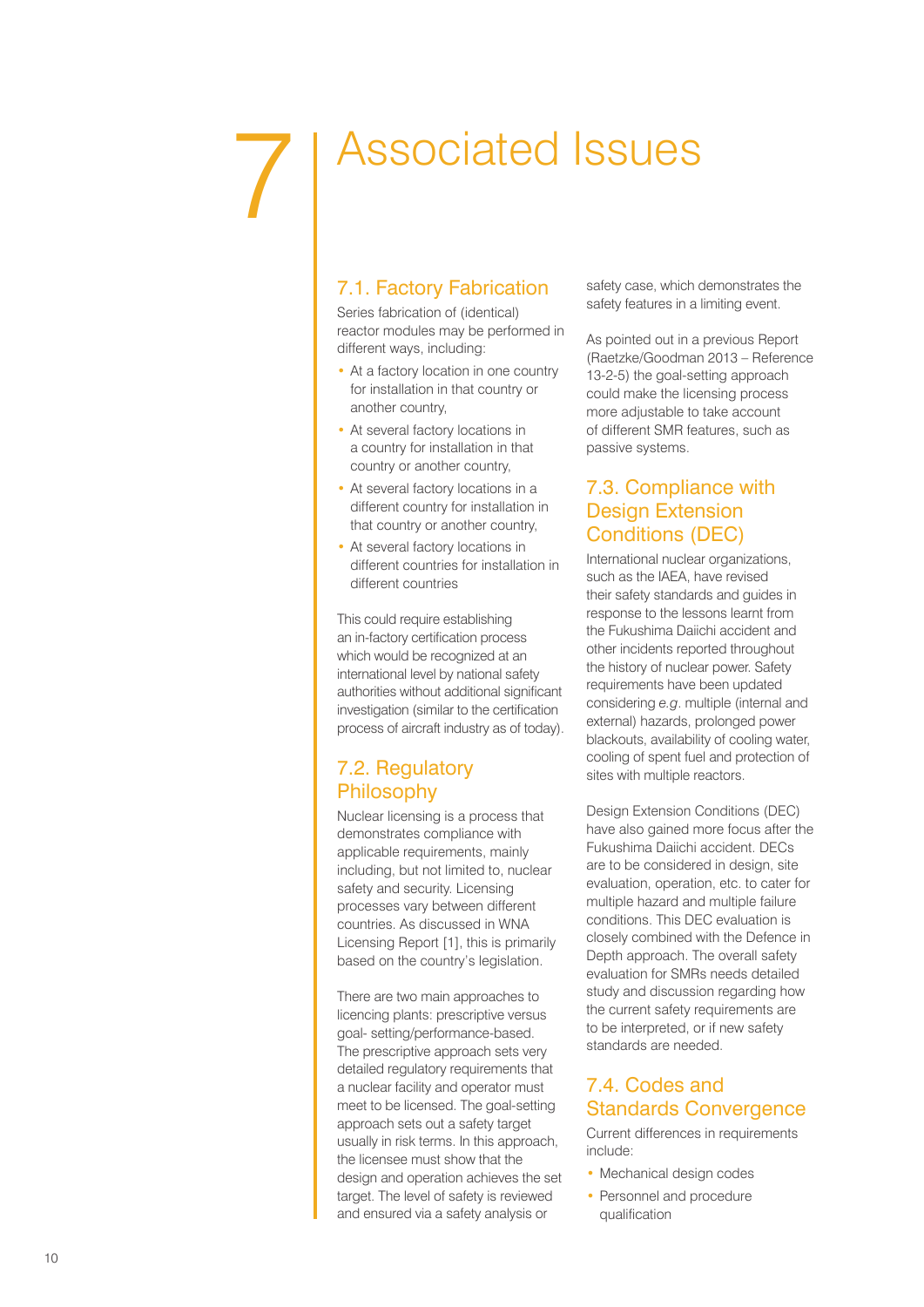# 7 Associated Issues

## 7.1. Factory Fabrication

Series fabrication of (identical) reactor modules may be performed in different ways, including:

- At a factory location in one country for installation in that country or another country,
- At several factory locations in a country for installation in that country or another country,
- At several factory locations in a different country for installation in that country or another country,
- At several factory locations in different countries for installation in different countries

This could require establishing an in-factory certification process which would be recognized at an international level by national safety authorities without additional significant investigation (similar to the certification process of aircraft industry as of today).

## 7.2. Regulatory Philosophy

Nuclear licensing is a process that demonstrates compliance with applicable requirements, mainly including, but not limited to, nuclear safety and security. Licensing processes vary between different countries. As discussed in WNA Licensing Report [1], this is primarily based on the country's legislation.

There are two main approaches to licencing plants: prescriptive versus goal- setting/performance-based. The prescriptive approach sets very detailed regulatory requirements that a nuclear facility and operator must meet to be licensed. The goal-setting approach sets out a safety target usually in risk terms. In this approach, the licensee must show that the design and operation achieves the set target. The level of safety is reviewed and ensured via a safety analysis or safety case, which demonstrates the safety features in a limiting event.

As pointed out in a previous Report (Raetzke/Goodman 2013 – Reference 13-2-5) the goal-setting approach could make the licensing process more adjustable to take account of different SMR features, such as passive systems.

## 7.3. Compliance with Design Extension Conditions (DEC)

International nuclear organizations, such as the IAEA, have revised their safety standards and guides in response to the lessons learnt from the Fukushima Daiichi accident and other incidents reported throughout the history of nuclear power. Safety requirements have been updated considering *e.g.* multiple (internal and external) hazards, prolonged power blackouts, availability of cooling water, cooling of spent fuel and protection of sites with multiple reactors.

Design Extension Conditions (DEC) have also gained more focus after the Fukushima Daiichi accident. DECs are to be considered in design, site evaluation, operation, etc. to cater for multiple hazard and multiple failure conditions. This DEC evaluation is closely combined with the Defence in Depth approach. The overall safety evaluation for SMRs needs detailed study and discussion regarding how the current safety requirements are to be interpreted, or if new safety standards are needed.

## 7.4. Codes and Standards Convergence

Current differences in requirements include:

- Mechanical design codes
- Personnel and procedure qualification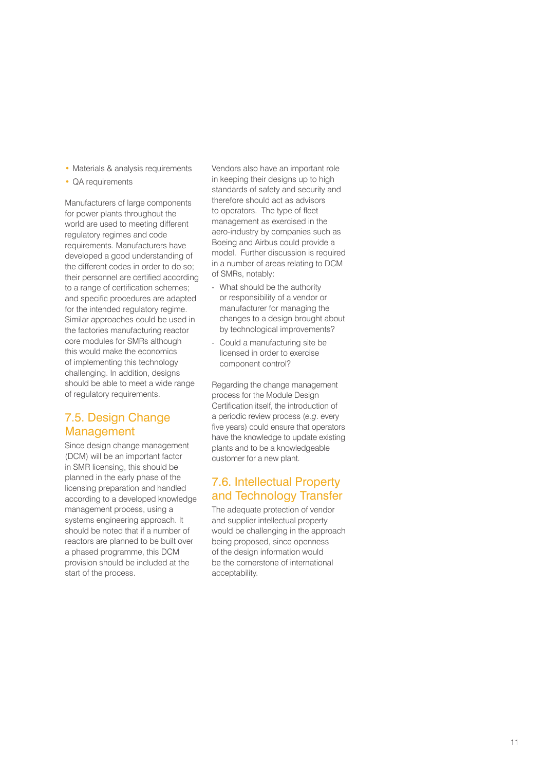- Materials & analysis requirements
- QA requirements

Manufacturers of large components for power plants throughout the world are used to meeting different regulatory regimes and code requirements. Manufacturers have developed a good understanding of the different codes in order to do so; their personnel are certified according to a range of certification schemes; and specific procedures are adapted for the intended regulatory regime. Similar approaches could be used in the factories manufacturing reactor core modules for SMRs although this would make the economics of implementing this technology challenging. In addition, designs should be able to meet a wide range of regulatory requirements.

## 7.5. Design Change Management

Since design change management (DCM) will be an important factor in SMR licensing, this should be planned in the early phase of the licensing preparation and handled according to a developed knowledge management process, using a systems engineering approach. It should be noted that if a number of reactors are planned to be built over a phased programme, this DCM provision should be included at the start of the process.

Vendors also have an important role in keeping their designs up to high standards of safety and security and therefore should act as advisors to operators. The type of fleet management as exercised in the aero-industry by companies such as Boeing and Airbus could provide a model. Further discussion is required in a number of areas relating to DCM of SMRs, notably:

- What should be the authority or responsibility of a vendor or manufacturer for managing the changes to a design brought about by technological improvements?
- Could a manufacturing site be licensed in order to exercise component control?

Regarding the change management process for the Module Design Certification itself, the introduction of a periodic review process (*e.g.* every five years) could ensure that operators have the knowledge to update existing plants and to be a knowledgeable customer for a new plant.

## 7.6. Intellectual Property and Technology Transfer

The adequate protection of vendor and supplier intellectual property would be challenging in the approach being proposed, since openness of the design information would be the cornerstone of international acceptability.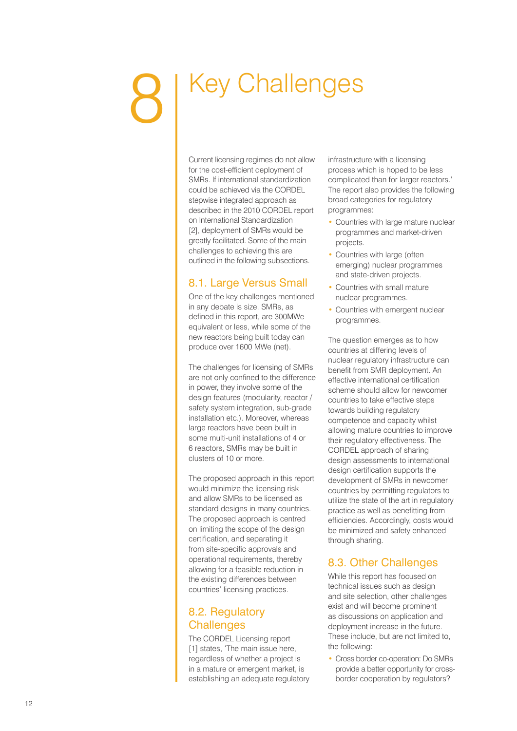// Key Challenges

# 8 Key Challenges

Current licensing regimes do not allow for the cost-efficient deployment of SMRs. If international standardization could be achieved via the CORDEL stepwise integrated approach as described in the 2010 CORDEL report on International Standardization [2], deployment of SMRs would be greatly facilitated. Some of the main challenges to achieving this are outlined in the following subsections.

## 8.1. Large Versus Small

One of the key challenges mentioned in any debate is size. SMRs, as defined in this report, are 300MWe equivalent or less, while some of the new reactors being built today can produce over 1600 MWe (net).

The challenges for licensing of SMRs are not only confined to the difference in power, they involve some of the design features (modularity, reactor / safety system integration, sub-grade installation etc.). Moreover, whereas large reactors have been built in some multi-unit installations of 4 or 6 reactors, SMRs may be built in clusters of 10 or more.

The proposed approach in this report would minimize the licensing risk and allow SMRs to be licensed as standard designs in many countries. The proposed approach is centred on limiting the scope of the design certification, and separating it from site-specific approvals and operational requirements, thereby allowing for a feasible reduction in the existing differences between countries' licensing practices.

## 8.2. Regulatory Challenges

The CORDEL Licensing report [1] states, 'The main issue here, regardless of whether a project is in a mature or emergent market, is establishing an adequate regulatory infrastructure with a licensing process which is hoped to be less complicated than for larger reactors.' The report also provides the following broad categories for regulatory programmes:

- Countries with large mature nuclear programmes and market-driven projects.
- Countries with large (often emerging) nuclear programmes and state-driven projects.
- Countries with small mature nuclear programmes.
- Countries with emergent nuclear programmes.

The question emerges as to how countries at differing levels of nuclear regulatory infrastructure can benefit from SMR deployment. An effective international certification scheme should allow for newcomer countries to take effective steps towards building regulatory competence and capacity whilst allowing mature countries to improve their regulatory effectiveness. The CORDEL approach of sharing design assessments to international design certification supports the development of SMRs in newcomer countries by permitting regulators to utilize the state of the art in regulatory practice as well as benefitting from efficiencies. Accordingly, costs would be minimized and safety enhanced through sharing.

## 8.3. Other Challenges

While this report has focused on technical issues such as design and site selection, other challenges exist and will become prominent as discussions on application and deployment increase in the future. These include, but are not limited to, the following:

- Cross border co-operation: Do SMRs provide a better opportunity for cross-border cooperation by regulators?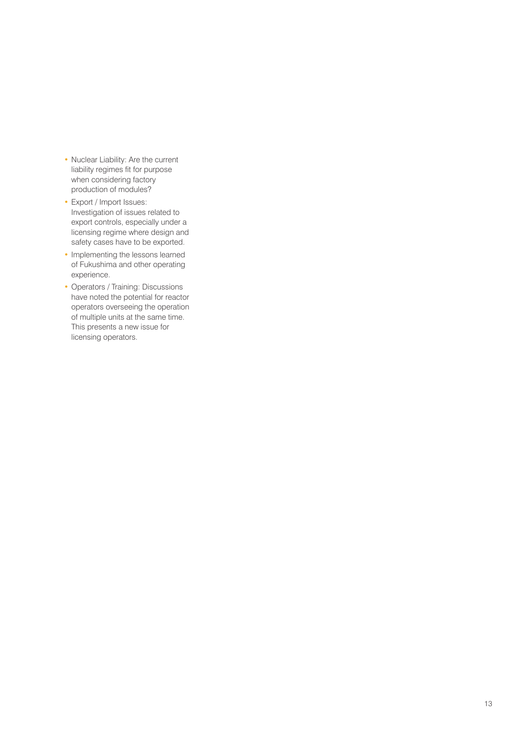- Nuclear Liability: Are the current liability regimes fit for purpose when considering factory production of modules?
- Export / Import Issues: Investigation of issues related to export controls, especially under a licensing regime where design and safety cases have to be exported.
- Implementing the lessons learned of Fukushima and other operating experience.
- Operators / Training: Discussions have noted the potential for reactor operators overseeing the operation of multiple units at the same time. This presents a new issue for licensing operators.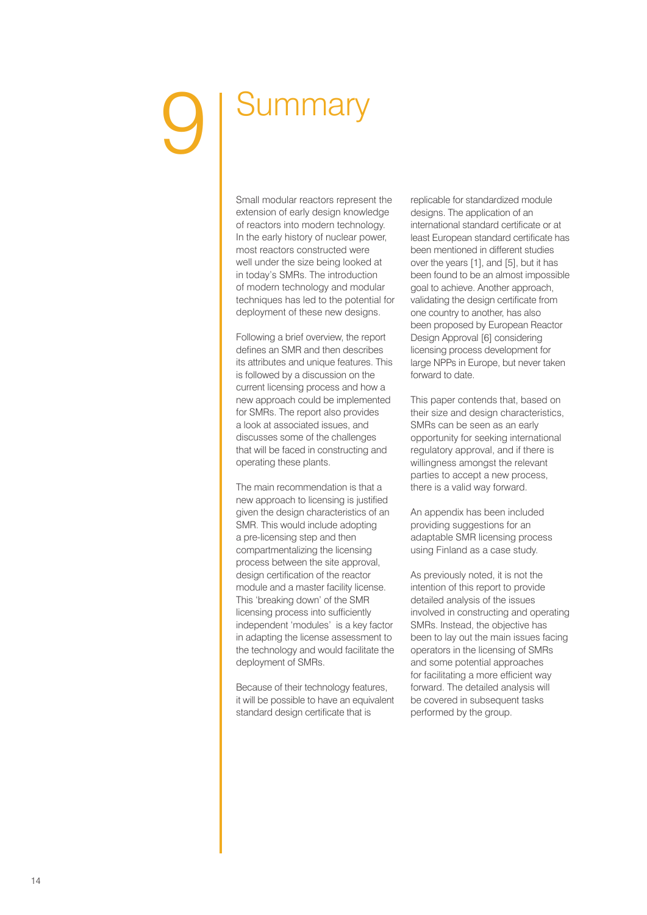# 9 Summary

Small modular reactors represent the extension of early design knowledge of reactors into modern technology. In the early history of nuclear power, most reactors constructed were well under the size being looked at in today's SMRs. The introduction of modern technology and modular techniques has led to the potential for deployment of these new designs.

Following a brief overview, the report defines an SMR and then describes its attributes and unique features. This is followed by a discussion on the current licensing process and how a new approach could be implemented for SMRs. The report also provides a look at associated issues, and discusses some of the challenges that will be faced in constructing and operating these plants.

The main recommendation is that a new approach to licensing is justified given the design characteristics of an SMR. This would include adopting a pre-licensing step and then compartmentalizing the licensing process between the site approval, design certification of the reactor module and a master facility license. This 'breaking down' of the SMR licensing process into sufficiently independent 'modules' is a key factor in adapting the license assessment to the technology and would facilitate the deployment of SMRs.

Because of their technology features, it will be possible to have an equivalent standard design certificate that is replicable for standardized module designs. The application of an international standard certificate or at least European standard certificate has been mentioned in different studies over the years [1], and [5], but it has been found to be an almost impossible goal to achieve. Another approach, validating the design certificate from one country to another, has also been proposed by European Reactor Design Approval [6] considering licensing process development for large NPPs in Europe, but never taken forward to date.

This paper contends that, based on their size and design characteristics, SMRs can be seen as an early opportunity for seeking international regulatory approval, and if there is willingness amongst the relevant parties to accept a new process, there is a valid way forward.

An appendix has been included providing suggestions for an adaptable SMR licensing process using Finland as a case study.

As previously noted, it is not the intention of this report to provide detailed analysis of the issues involved in constructing and operating SMRs. Instead, the objective has been to lay out the main issues facing operators in the licensing of SMRs and some potential approaches for facilitating a more efficient way forward. The detailed analysis will be covered in subsequent tasks performed by the group.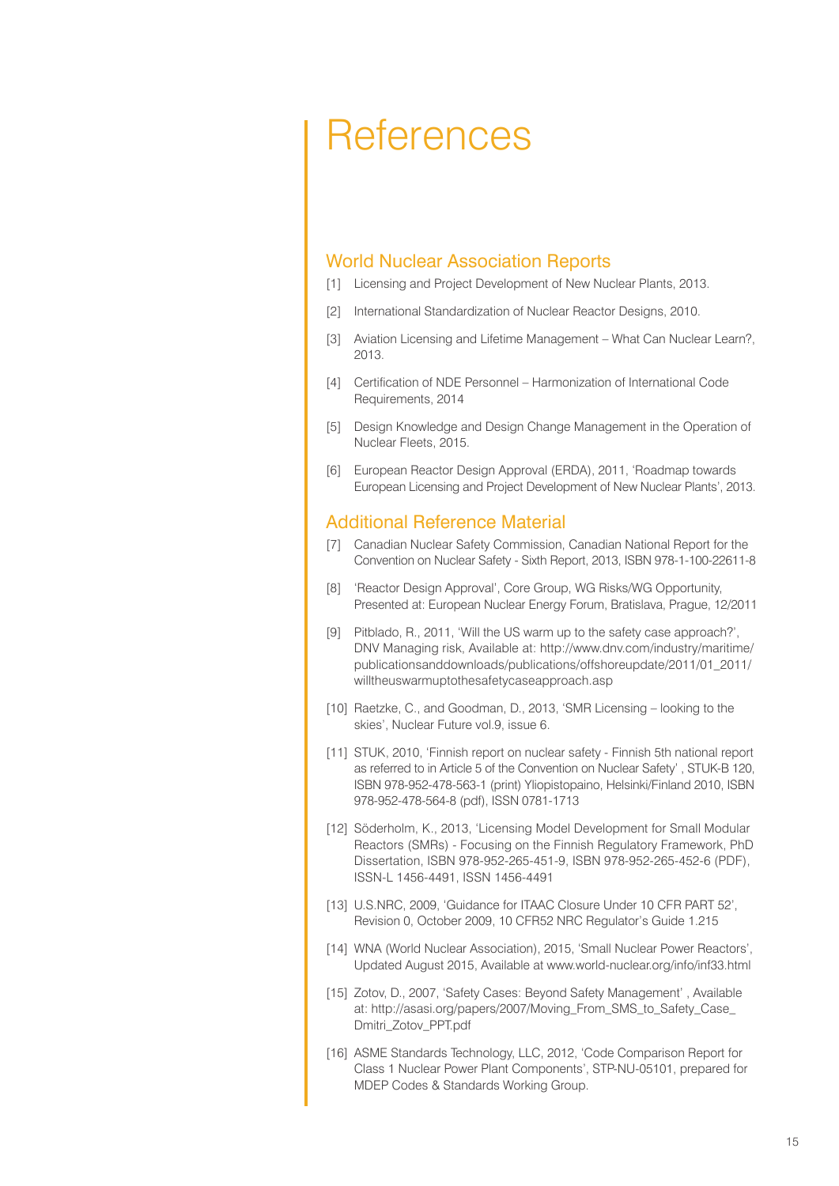# References

## World Nuclear Association Reports

[1] Licensing and Project Development of New Nuclear Plants, 2013.

[2] International Standardization of Nuclear Reactor Designs, 2010.

[3] Aviation Licensing and Lifetime Management – What Can Nuclear Learn?, 2013.

[4] Certification of NDE Personnel – Harmonization of International Code Requirements, 2014

[5] Design Knowledge and Design Change Management in the Operation of Nuclear Fleets, 2015.

[6] European Reactor Design Approval (ERDA), 2011, 'Roadmap towards European Licensing and Project Development of New Nuclear Plants', 2013.

## Additional Reference Material

[7] Canadian Nuclear Safety Commission, Canadian National Report for the Convention on Nuclear Safety - Sixth Report, 2013, ISBN 978-1-100-22611-8

[8] 'Reactor Design Approval', Core Group, WG Risks/WG Opportunity, Presented at: European Nuclear Energy Forum, Bratislava, Prague, 12/2011

[9] Pitblado, R., 2011, 'Will the US warm up to the safety case approach?', DNV Managing risk, Available at: http://www.dnv.com/industry/maritime/publicationsanddownloads/publications/offshoreupdate/2011/01_2011/willtheuswarmuptothesafetycaseapproach.asp

[10] Raetzke, C., and Goodman, D., 2013, 'SMR Licensing – looking to the skies', Nuclear Future vol.9, issue 6.

[11] STUK, 2010, 'Finnish report on nuclear safety - Finnish 5th national report as referred to in Article 5 of the Convention on Nuclear Safety' , STUK-B 120, ISBN 978-952-478-563-1 (print) Yliopistopaino, Helsinki/Finland 2010, ISBN 978-952-478-564-8 (pdf), ISSN 0781-1713

[12] Söderholm, K., 2013, 'Licensing Model Development for Small Modular Reactors (SMRs) - Focusing on the Finnish Regulatory Framework, PhD Dissertation, ISBN 978-952-265-451-9, ISBN 978-952-265-452-6 (PDF), ISSN-L 1456-4491, ISSN 1456-4491

[13] U.S.NRC, 2009, 'Guidance for ITAAC Closure Under 10 CFR PART 52', Revision 0, October 2009, 10 CFR52 NRC Regulator's Guide 1.215

[14] WNA (World Nuclear Association), 2015, 'Small Nuclear Power Reactors', Updated August 2015, Available at www.world-nuclear.org/info/inf33.html

[15] Zotov, D., 2007, 'Safety Cases: Beyond Safety Management' , Available at: http://asasi.org/papers/2007/Moving_From_SMS_to_Safety_Case_Dmitri_Zotov_PPT.pdf

[16] ASME Standards Technology, LLC, 2012, 'Code Comparison Report for Class 1 Nuclear Power Plant Components', STP-NU-05101, prepared for MDEP Codes & Standards Working Group.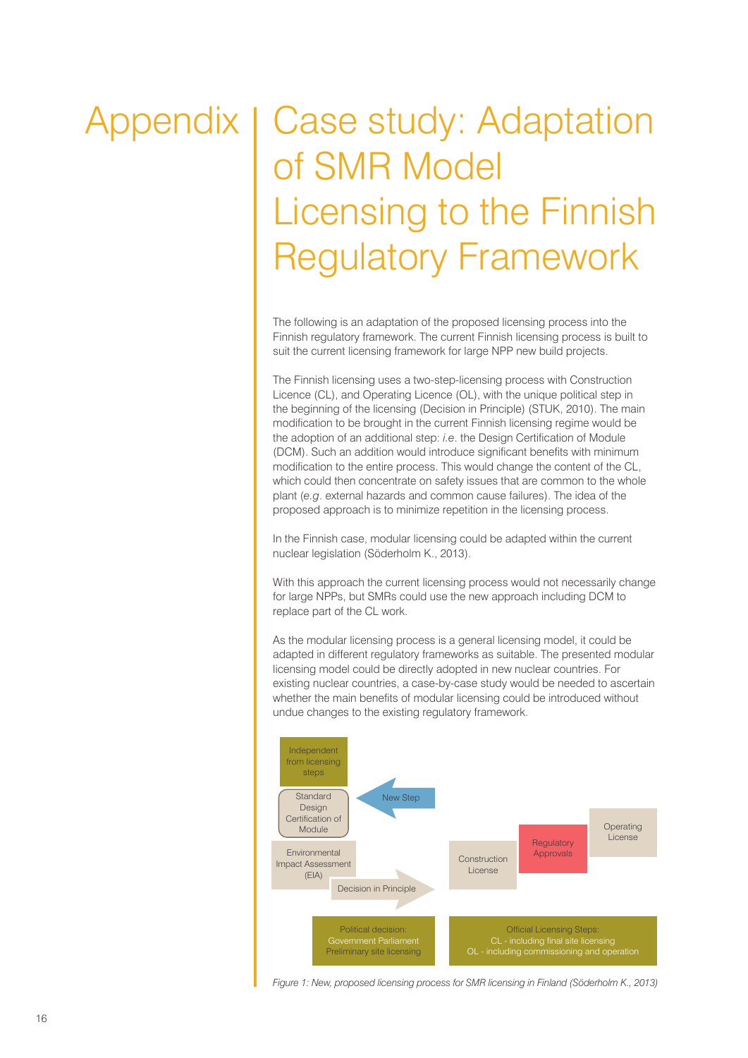# Appendix | Case study: Adaptation of SMR Model Licensing to the Finnish Regulatory Framework

The following is an adaptation of the proposed licensing process into the Finnish regulatory framework. The current Finnish licensing process is built to suit the current licensing framework for large NPP new build projects.

The Finnish licensing uses a two-step-licensing process with Construction Licence (CL), and Operating Licence (OL), with the unique political step in the beginning of the licensing (Decision in Principle) (STUK, 2010). The main modification to be brought in the current Finnish licensing regime would be the adoption of an additional step: *i.e.* the Design Certification of Module (DCM). Such an addition would introduce significant benefits with minimum modification to the entire process. This would change the content of the CL, which could then concentrate on safety issues that are common to the whole plant (*e.g.* external hazards and common cause failures). The idea of the proposed approach is to minimize repetition in the licensing process.

In the Finnish case, modular licensing could be adapted within the current nuclear legislation (Söderholm K., 2013).

With this approach the current licensing process would not necessarily change for large NPPs, but SMRs could use the new approach including DCM to replace part of the CL work.

As the modular licensing process is a general licensing model, it could be adapted in different regulatory frameworks as suitable. The presented modular licensing model could be directly adopted in new nuclear countries. For existing nuclear countries, a case-by-case study would be needed to ascertain whether the main benefits of modular licensing could be introduced without undue changes to the existing regulatory framework.

Independent from licensing steps

Standard Design Certification of Module

New Step

Environmental Impact Assessment (EIA)

Decision in Principle

Construction License

Regulatory Approvals

Operating License

Political decision: Government Parliament Preliminary site licensing

Official Licensing Steps: CL - including final site licensing OL - including commissioning and operation

*Figure 1: New, proposed licensing process for SMR licensing in Finland (Söderholm K., 2013)*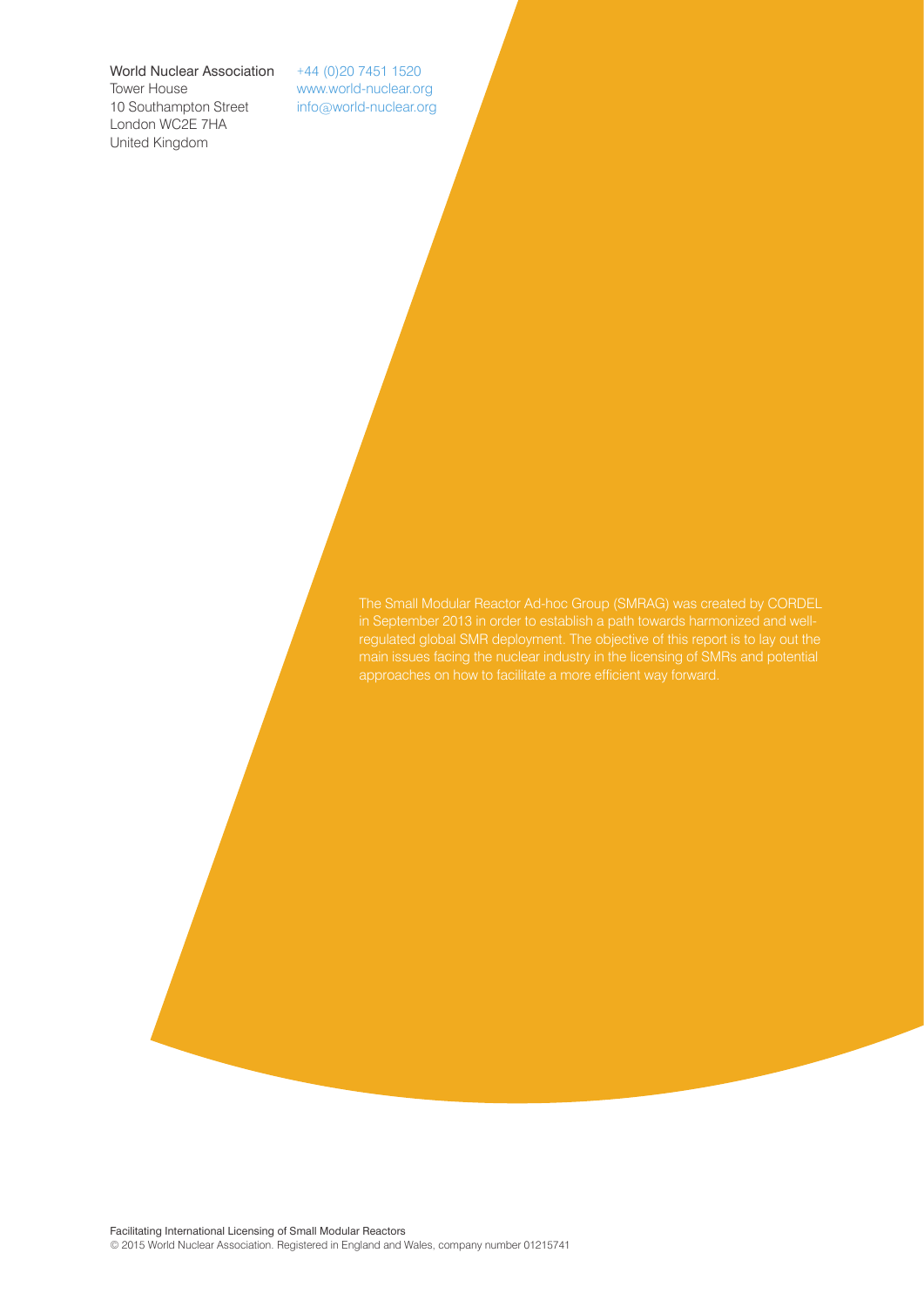World Nuclear Association
Tower House
10 Southampton Street
London WC2E 7HA
United Kingdom

+44 (0)20 7451 1520
www.world-nuclear.org
info@world-nuclear.org

The Small Modular Reactor Ad-hoc Group (SMRAG) was created by CORDEL in September 2013 in order to establish a path towards harmonized and well-regulated global SMR deployment. The objective of this report is to lay out the main issues facing the nuclear industry in the licensing of SMRs and potential approaches on how to facilitate a more efficient way forward.

Facilitating International Licensing of Small Modular Reactors
© 2015 World Nuclear Association. Registered in England and Wales, company number 01215741